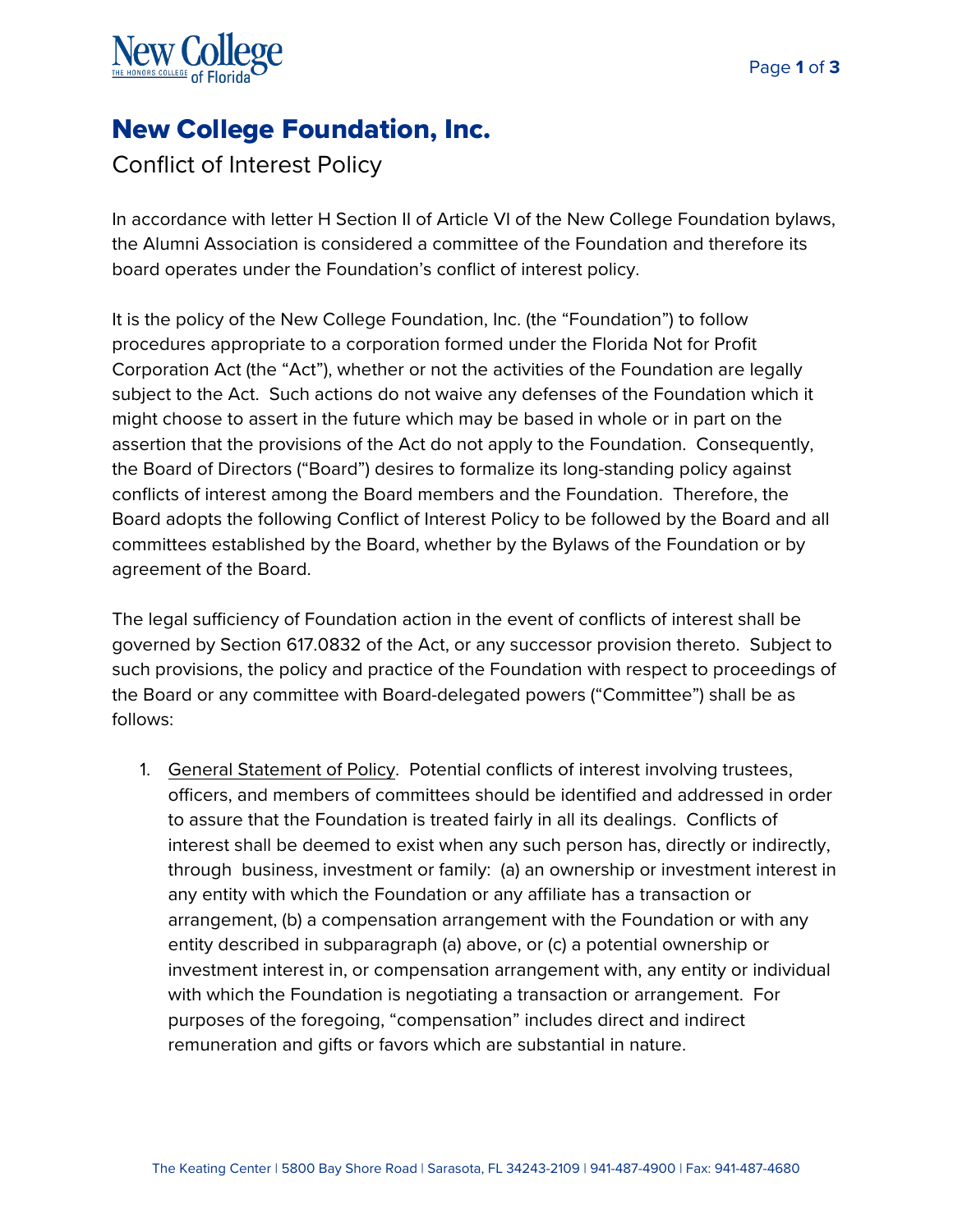# New College Foundation, Inc.

## Conflict of Interest Policy

In accordance with letter H Section II of Article VI of the New College Foundation bylaws, the Alumni Association is considered a committee of the Foundation and therefore its board operates under the Foundation's conflict of interest policy.

It is the policy of the New College Foundation, Inc. (the "Foundation") to follow procedures appropriate to a corporation formed under the Florida Not for Profit Corporation Act (the "Act"), whether or not the activities of the Foundation are legally subject to the Act. Such actions do not waive any defenses of the Foundation which it might choose to assert in the future which may be based in whole or in part on the assertion that the provisions of the Act do not apply to the Foundation. Consequently, the Board of Directors ("Board") desires to formalize its long-standing policy against conflicts of interest among the Board members and the Foundation. Therefore, the Board adopts the following Conflict of Interest Policy to be followed by the Board and all committees established by the Board, whether by the Bylaws of the Foundation or by agreement of the Board.

The legal sufficiency of Foundation action in the event of conflicts of interest shall be governed by Section 617.0832 of the Act, or any successor provision thereto. Subject to such provisions, the policy and practice of the Foundation with respect to proceedings of the Board or any committee with Board-delegated powers ("Committee") shall be as follows:

1. General Statement of Policy. Potential conflicts of interest involving trustees, officers, and members of committees should be identified and addressed in order to assure that the Foundation is treated fairly in all its dealings. Conflicts of interest shall be deemed to exist when any such person has, directly or indirectly, through business, investment or family: (a) an ownership or investment interest in any entity with which the Foundation or any affiliate has a transaction or arrangement, (b) a compensation arrangement with the Foundation or with any entity described in subparagraph (a) above, or (c) a potential ownership or investment interest in, or compensation arrangement with, any entity or individual with which the Foundation is negotiating a transaction or arrangement. For purposes of the foregoing, "compensation" includes direct and indirect remuneration and gifts or favors which are substantial in nature.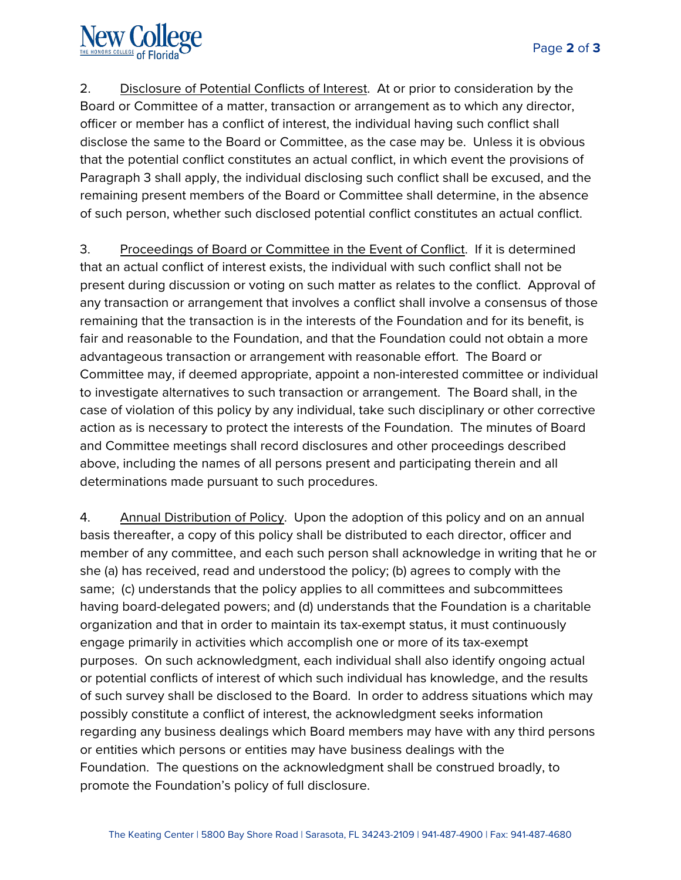2. Disclosure of Potential Conflicts of Interest. At or prior to consideration by the Board or Committee of a matter, transaction or arrangement as to which any director, officer or member has a conflict of interest, the individual having such conflict shall disclose the same to the Board or Committee, as the case may be. Unless it is obvious that the potential conflict constitutes an actual conflict, in which event the provisions of Paragraph 3 shall apply, the individual disclosing such conflict shall be excused, and the remaining present members of the Board or Committee shall determine, in the absence of such person, whether such disclosed potential conflict constitutes an actual conflict.

3. Proceedings of Board or Committee in the Event of Conflict. If it is determined that an actual conflict of interest exists, the individual with such conflict shall not be present during discussion or voting on such matter as relates to the conflict. Approval of any transaction or arrangement that involves a conflict shall involve a consensus of those remaining that the transaction is in the interests of the Foundation and for its benefit, is fair and reasonable to the Foundation, and that the Foundation could not obtain a more advantageous transaction or arrangement with reasonable effort. The Board or Committee may, if deemed appropriate, appoint a non-interested committee or individual to investigate alternatives to such transaction or arrangement. The Board shall, in the case of violation of this policy by any individual, take such disciplinary or other corrective action as is necessary to protect the interests of the Foundation. The minutes of Board and Committee meetings shall record disclosures and other proceedings described above, including the names of all persons present and participating therein and all determinations made pursuant to such procedures.

4. Annual Distribution of Policy. Upon the adoption of this policy and on an annual basis thereafter, a copy of this policy shall be distributed to each director, officer and member of any committee, and each such person shall acknowledge in writing that he or she (a) has received, read and understood the policy; (b) agrees to comply with the same; (c) understands that the policy applies to all committees and subcommittees having board-delegated powers; and (d) understands that the Foundation is a charitable organization and that in order to maintain its tax-exempt status, it must continuously engage primarily in activities which accomplish one or more of its tax-exempt purposes. On such acknowledgment, each individual shall also identify ongoing actual or potential conflicts of interest of which such individual has knowledge, and the results of such survey shall be disclosed to the Board. In order to address situations which may possibly constitute a conflict of interest, the acknowledgment seeks information regarding any business dealings which Board members may have with any third persons or entities which persons or entities may have business dealings with the Foundation. The questions on the acknowledgment shall be construed broadly, to promote the Foundation's policy of full disclosure.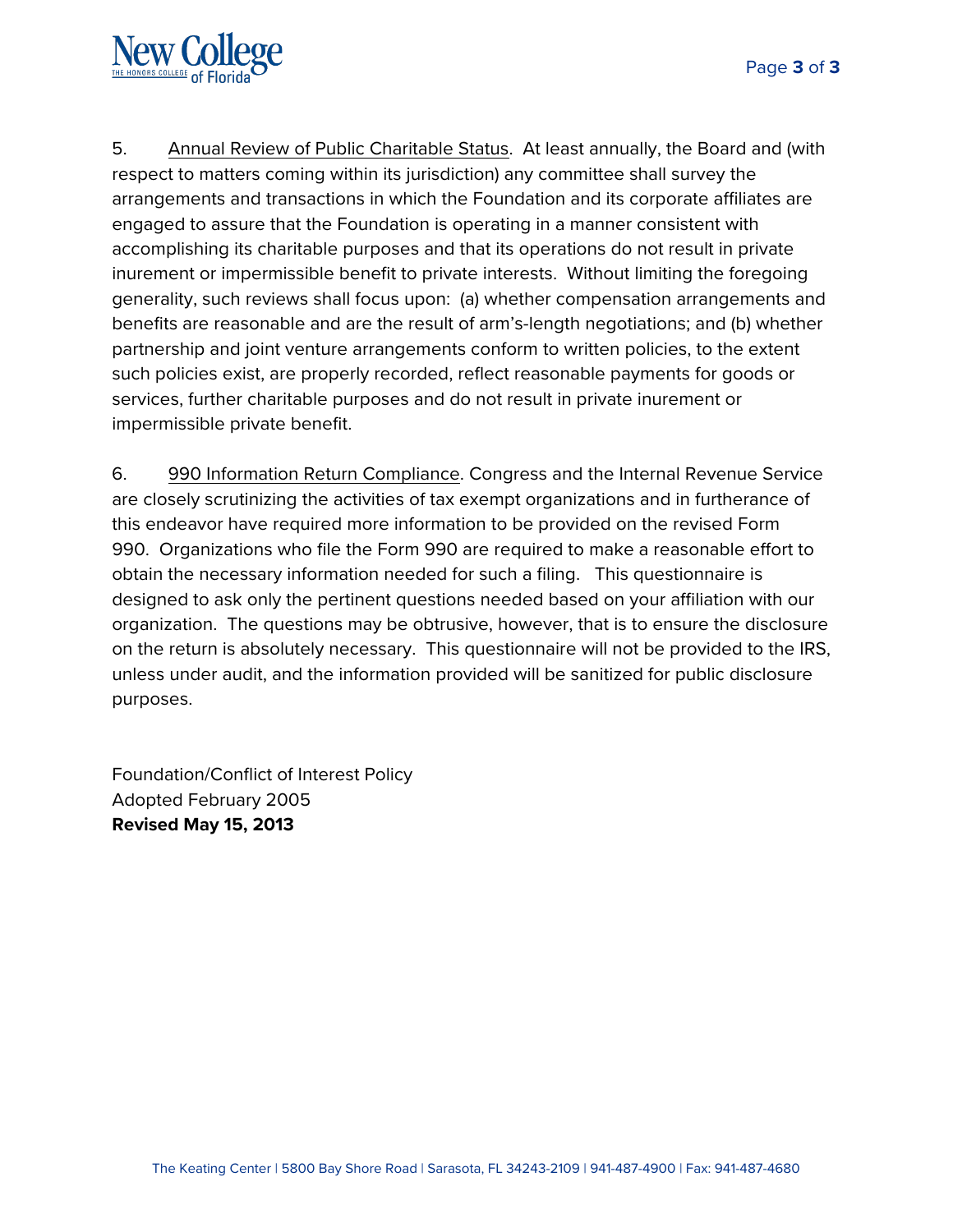5. Annual Review of Public Charitable Status. At least annually, the Board and (with respect to matters coming within its jurisdiction) any committee shall survey the arrangements and transactions in which the Foundation and its corporate affiliates are engaged to assure that the Foundation is operating in a manner consistent with accomplishing its charitable purposes and that its operations do not result in private inurement or impermissible benefit to private interests. Without limiting the foregoing generality, such reviews shall focus upon: (a) whether compensation arrangements and benefits are reasonable and are the result of arm's-length negotiations; and (b) whether partnership and joint venture arrangements conform to written policies, to the extent such policies exist, are properly recorded, reflect reasonable payments for goods or services, further charitable purposes and do not result in private inurement or impermissible private benefit.

6. 990 Information Return Compliance. Congress and the Internal Revenue Service are closely scrutinizing the activities of tax exempt organizations and in furtherance of this endeavor have required more information to be provided on the revised Form 990. Organizations who file the Form 990 are required to make a reasonable effort to obtain the necessary information needed for such a filing. This questionnaire is designed to ask only the pertinent questions needed based on your affiliation with our organization. The questions may be obtrusive, however, that is to ensure the disclosure on the return is absolutely necessary. This questionnaire will not be provided to the IRS, unless under audit, and the information provided will be sanitized for public disclosure purposes.

Foundation/Conflict of Interest Policy
Adopted February 2005
**Revised May 15, 2013**